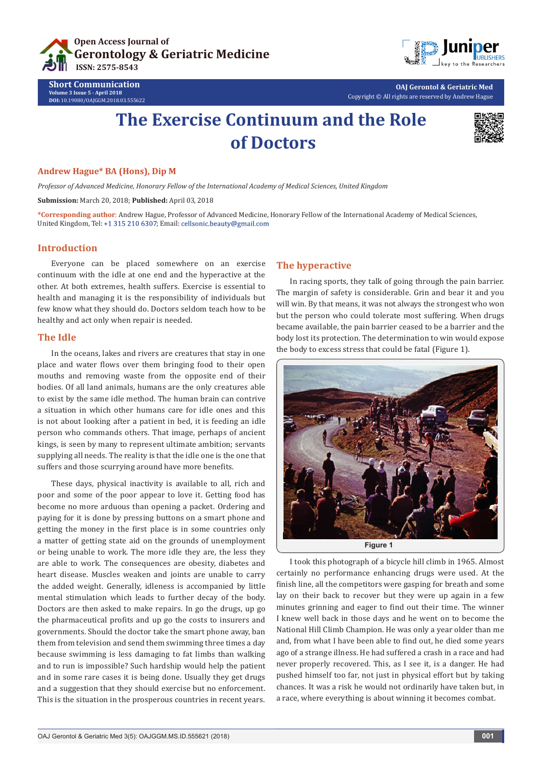# The Exercise Continuum and the Role of Doctors

**Andrew Hague* BA (Hons), Dip M**

*Professor of Advanced Medicine, Honorary Fellow of the International Academy of Medical Sciences, United Kingdom*

**Submission:** March 20, 2018; **Published:** April 03, 2018

***Corresponding author**: Andrew Hague, Professor of Advanced Medicine, Honorary Fellow of the International Academy of Medical Sciences, United Kingdom, Tel: +1 315 210 6307; Email: cellsonic.beauty@gmail.com

## Introduction

Everyone can be placed somewhere on an exercise continuum with the idle at one end and the hyperactive at the other. At both extremes, health suffers. Exercise is essential to health and managing it is the responsibility of individuals but few know what they should do. Doctors seldom teach how to be healthy and act only when repair is needed.

## The Idle

In the oceans, lakes and rivers are creatures that stay in one place and water flows over them bringing food to their open mouths and removing waste from the opposite end of their bodies. Of all land animals, humans are the only creatures able to exist by the same idle method. The human brain can contrive a situation in which other humans care for idle ones and this is not about looking after a patient in bed, it is feeding an idle person who commands others. That image, perhaps of ancient kings, is seen by many to represent ultimate ambition; servants supplying all needs. The reality is that the idle one is the one that suffers and those scurrying around have more benefits.

These days, physical inactivity is available to all, rich and poor and some of the poor appear to love it. Getting food has become no more arduous than opening a packet. Ordering and paying for it is done by pressing buttons on a smart phone and getting the money in the first place is in some countries only a matter of getting state aid on the grounds of unemployment or being unable to work. The more idle they are, the less they are able to work. The consequences are obesity, diabetes and heart disease. Muscles weaken and joints are unable to carry the added weight. Generally, idleness is accompanied by little mental stimulation which leads to further decay of the body. Doctors are then asked to make repairs. In go the drugs, up go the pharmaceutical profits and up go the costs to insurers and governments. Should the doctor take the smart phone away, ban them from television and send them swimming three times a day because swimming is less damaging to fat limbs than walking and to run is impossible? Such hardship would help the patient and in some rare cases it is being done. Usually they get drugs and a suggestion that they should exercise but no enforcement. This is the situation in the prosperous countries in recent years.

## The hyperactive

In racing sports, they talk of going through the pain barrier. The margin of safety is considerable. Grin and bear it and you will win. By that means, it was not always the strongest who won but the person who could tolerate most suffering. When drugs became available, the pain barrier ceased to be a barrier and the body lost its protection. The determination to win would expose the body to excess stress that could be fatal (Figure 1).

Figure 1

I took this photograph of a bicycle hill climb in 1965. Almost certainly no performance enhancing drugs were used. At the finish line, all the competitors were gasping for breath and some lay on their back to recover but they were up again in a few minutes grinning and eager to find out their time. The winner I knew well back in those days and he went on to become the National Hill Climb Champion. He was only a year older than me and, from what I have been able to find out, he died some years ago of a strange illness. He had suffered a crash in a race and had never properly recovered. This, as I see it, is a danger. He had pushed himself too far, not just in physical effort but by taking chances. It was a risk he would not ordinarily have taken but, in a race, where everything is about winning it becomes combat.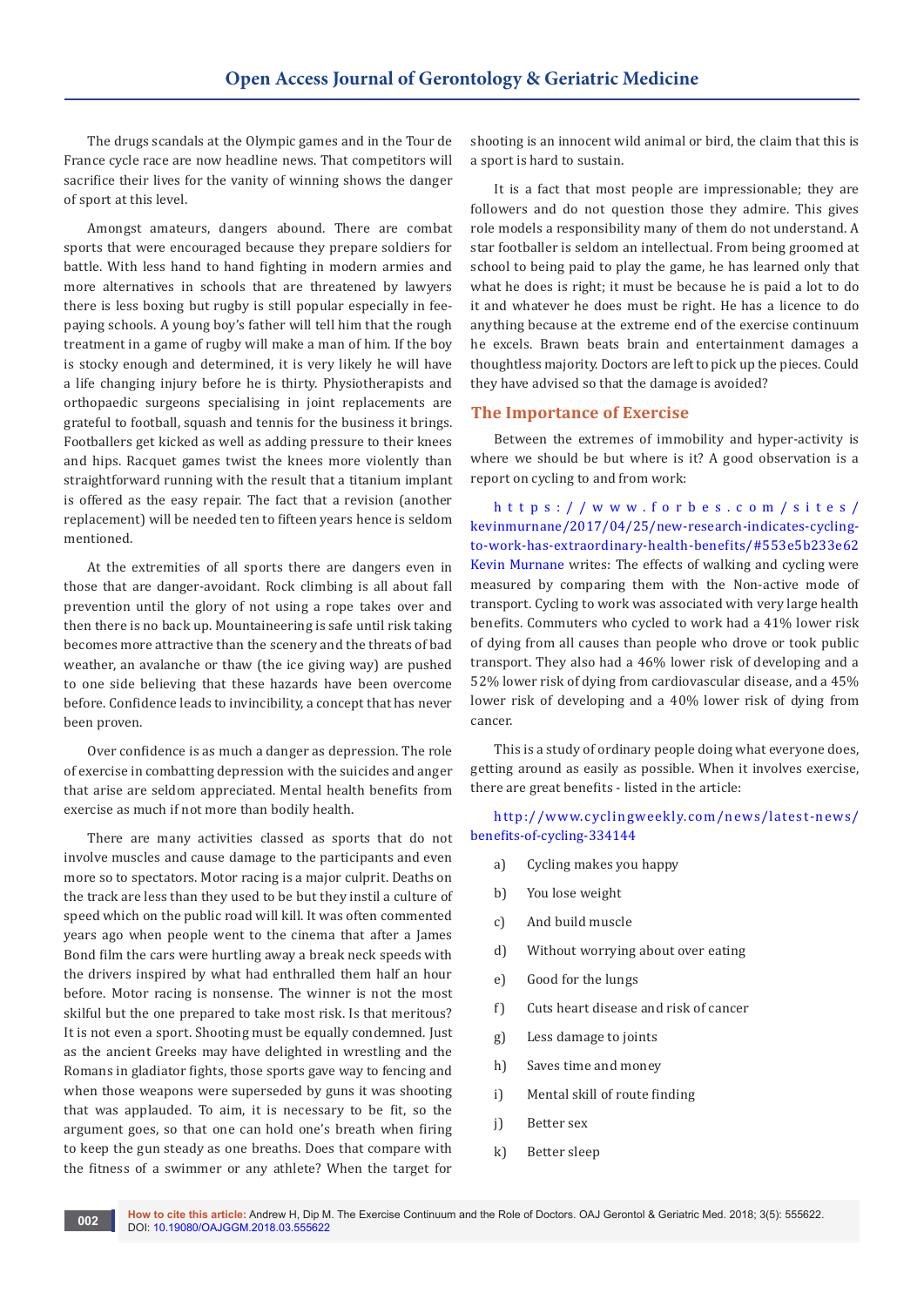The drugs scandals at the Olympic games and in the Tour de France cycle race are now headline news. That competitors will sacrifice their lives for the vanity of winning shows the danger of sport at this level.

Amongst amateurs, dangers abound. There are combat sports that were encouraged because they prepare soldiers for battle. With less hand to hand fighting in modern armies and more alternatives in schools that are threatened by lawyers there is less boxing but rugby is still popular especially in fee-paying schools. A young boy's father will tell him that the rough treatment in a game of rugby will make a man of him. If the boy is stocky enough and determined, it is very likely he will have a life changing injury before he is thirty. Physiotherapists and orthopaedic surgeons specialising in joint replacements are grateful to football, squash and tennis for the business it brings. Footballers get kicked as well as adding pressure to their knees and hips. Racquet games twist the knees more violently than straightforward running with the result that a titanium implant is offered as the easy repair. The fact that a revision (another replacement) will be needed ten to fifteen years hence is seldom mentioned.

At the extremities of all sports there are dangers even in those that are danger-avoidant. Rock climbing is all about fall prevention until the glory of not using a rope takes over and then there is no back up. Mountaineering is safe until risk taking becomes more attractive than the scenery and the threats of bad weather, an avalanche or thaw (the ice giving way) are pushed to one side believing that these hazards have been overcome before. Confidence leads to invincibility, a concept that has never been proven.

Over confidence is as much a danger as depression. The role of exercise in combatting depression with the suicides and anger that arise are seldom appreciated. Mental health benefits from exercise as much if not more than bodily health.

There are many activities classed as sports that do not involve muscles and cause damage to the participants and even more so to spectators. Motor racing is a major culprit. Deaths on the track are less than they used to be but they instil a culture of speed which on the public road will kill. It was often commented years ago when people went to the cinema that after a James Bond film the cars were hurtling away a break neck speeds with the drivers inspired by what had enthralled them half an hour before. Motor racing is nonsense. The winner is not the most skilful but the one prepared to take most risk. Is that meritous? It is not even a sport. Shooting must be equally condemned. Just as the ancient Greeks may have delighted in wrestling and the Romans in gladiator fights, those sports gave way to fencing and when those weapons were superseded by guns it was shooting that was applauded. To aim, it is necessary to be fit, so the argument goes, so that one can hold one's breath when firing to keep the gun steady as one breaths. Does that compare with the fitness of a swimmer or any athlete? When the target for shooting is an innocent wild animal or bird, the claim that this is a sport is hard to sustain.

It is a fact that most people are impressionable; they are followers and do not question those they admire. This gives role models a responsibility many of them do not understand. A star footballer is seldom an intellectual. From being groomed at school to being paid to play the game, he has learned only that what he does is right; it must be because he is paid a lot to do it and whatever he does must be right. He has a licence to do anything because at the extreme end of the exercise continuum he excels. Brawn beats brain and entertainment damages a thoughtless majority. Doctors are left to pick up the pieces. Could they have advised so that the damage is avoided?

## The Importance of Exercise

Between the extremes of immobility and hyper-activity is where we should be but where is it? A good observation is a report on cycling to and from work:

https://www.forbes.com/sites/kevinmurnane/2017/04/25/new-research-indicates-cycling-to-work-has-extraordinary-health-benefits/#553e5b233e62 Kevin Murnane writes: The effects of walking and cycling were measured by comparing them with the Non-active mode of transport. Cycling to work was associated with very large health benefits. Commuters who cycled to work had a 41% lower risk of dying from all causes than people who drove or took public transport. They also had a 46% lower risk of developing and a 52% lower risk of dying from cardiovascular disease, and a 45% lower risk of developing and a 40% lower risk of dying from cancer.

This is a study of ordinary people doing what everyone does, getting around as easily as possible. When it involves exercise, there are great benefits - listed in the article:

http://www.cyclingweekly.com/news/latest-news/benefits-of-cycling-334144

a) Cycling makes you happy
b) You lose weight
c) And build muscle
d) Without worrying about over eating
e) Good for the lungs
f) Cuts heart disease and risk of cancer
g) Less damage to joints
h) Saves time and money
i) Mental skill of route finding
j) Better sex
k) Better sleep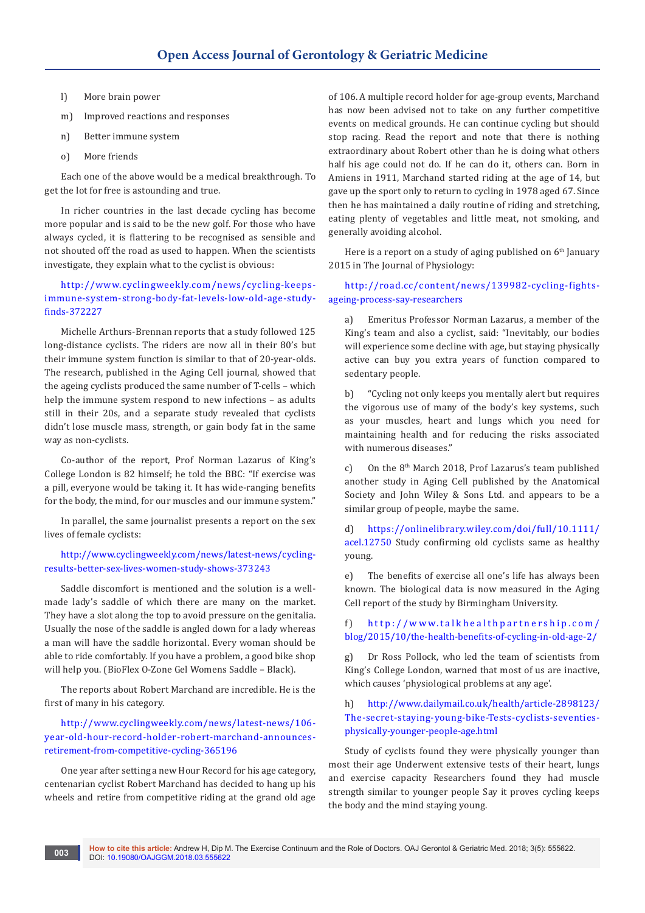l) More brain power

m) Improved reactions and responses

n) Better immune system

o) More friends

Each one of the above would be a medical breakthrough. To get the lot for free is astounding and true.

In richer countries in the last decade cycling has become more popular and is said to be the new golf. For those who have always cycled, it is flattering to be recognised as sensible and not shouted off the road as used to happen. When the scientists investigate, they explain what to the cyclist is obvious:

http://www.cyclingweekly.com/news/cycling-keeps-immune-system-strong-body-fat-levels-low-old-age-study-finds-372227

Michelle Arthurs-Brennan reports that a study followed 125 long-distance cyclists. The riders are now all in their 80's but their immune system function is similar to that of 20-year-olds. The research, published in the Aging Cell journal, showed that the ageing cyclists produced the same number of T-cells – which help the immune system respond to new infections – as adults still in their 20s, and a separate study revealed that cyclists didn't lose muscle mass, strength, or gain body fat in the same way as non-cyclists.

Co-author of the report, Prof Norman Lazarus of King's College London is 82 himself; he told the BBC: "If exercise was a pill, everyone would be taking it. It has wide-ranging benefits for the body, the mind, for our muscles and our immune system."

In parallel, the same journalist presents a report on the sex lives of female cyclists:

http://www.cyclingweekly.com/news/latest-news/cycling-results-better-sex-lives-women-study-shows-373243

Saddle discomfort is mentioned and the solution is a well-made lady's saddle of which there are many on the market. They have a slot along the top to avoid pressure on the genitalia. Usually the nose of the saddle is angled down for a lady whereas a man will have the saddle horizontal. Every woman should be able to ride comfortably. If you have a problem, a good bike shop will help you. (BioFlex O-Zone Gel Womens Saddle – Black).

The reports about Robert Marchand are incredible. He is the first of many in his category.

http://www.cyclingweekly.com/news/latest-news/106-year-old-hour-record-holder-robert-marchand-announces-retirement-from-competitive-cycling-365196

One year after setting a new Hour Record for his age category, centenarian cyclist Robert Marchand has decided to hang up his wheels and retire from competitive riding at the grand old age of 106. A multiple record holder for age-group events, Marchand has now been advised not to take on any further competitive events on medical grounds. He can continue cycling but should stop racing. Read the report and note that there is nothing extraordinary about Robert other than he is doing what others half his age could not do. If he can do it, others can. Born in Amiens in 1911, Marchand started riding at the age of 14, but gave up the sport only to return to cycling in 1978 aged 67. Since then he has maintained a daily routine of riding and stretching, eating plenty of vegetables and little meat, not smoking, and generally avoiding alcohol.

Here is a report on a study of aging published on 6th January 2015 in The Journal of Physiology:

http://road.cc/content/news/139982-cycling-fights-ageing-process-say-researchers

a) Emeritus Professor Norman Lazarus, a member of the King's team and also a cyclist, said: "Inevitably, our bodies will experience some decline with age, but staying physically active can buy you extra years of function compared to sedentary people.

b) "Cycling not only keeps you mentally alert but requires the vigorous use of many of the body's key systems, such as your muscles, heart and lungs which you need for maintaining health and for reducing the risks associated with numerous diseases."

c) On the 8th March 2018, Prof Lazarus's team published another study in Aging Cell published by the Anatomical Society and John Wiley & Sons Ltd. and appears to be a similar group of people, maybe the same.

d) https://onlinelibrary.wiley.com/doi/full/10.1111/acel.12750 Study confirming old cyclists same as healthy young.

e) The benefits of exercise all one's life has always been known. The biological data is now measured in the Aging Cell report of the study by Birmingham University.

f) http://www.talkhealthpartnership.com/blog/2015/10/the-health-benefits-of-cycling-in-old-age-2/

g) Dr Ross Pollock, who led the team of scientists from King's College London, warned that most of us are inactive, which causes 'physiological problems at any age'.

h) http://www.dailymail.co.uk/health/article-2898123/The-secret-staying-young-bike-Tests-cyclists-seventies-physically-younger-people-age.html

Study of cyclists found they were physically younger than most their age Underwent extensive tests of their heart, lungs and exercise capacity Researchers found they had muscle strength similar to younger people Say it proves cycling keeps the body and the mind staying young.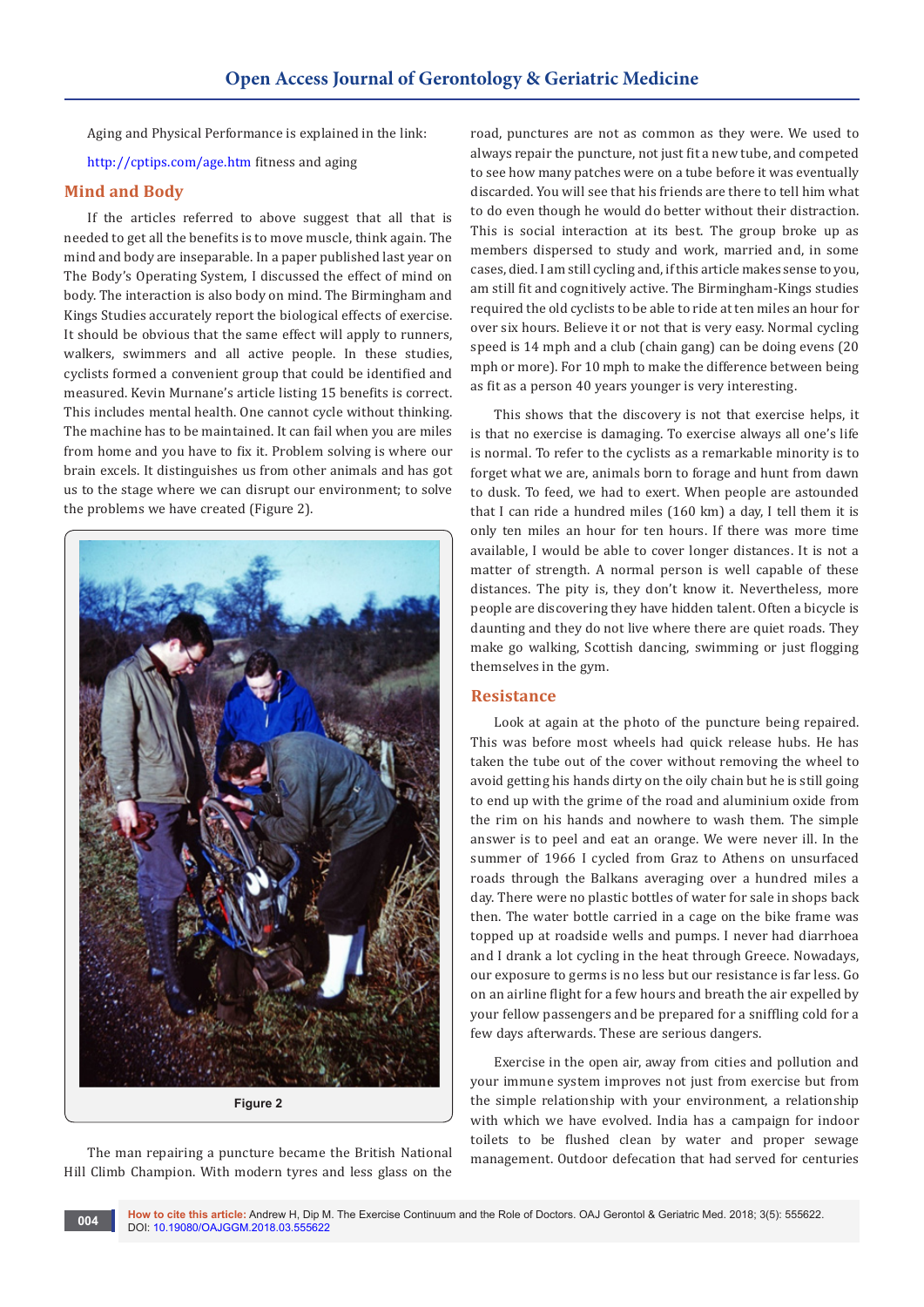Aging and Physical Performance is explained in the link:

http://cptips.com/age.htm fitness and aging

## Mind and Body

If the articles referred to above suggest that all that is needed to get all the benefits is to move muscle, think again. The mind and body are inseparable. In a paper published last year on The Body's Operating System, I discussed the effect of mind on body. The interaction is also body on mind. The Birmingham and Kings Studies accurately report the biological effects of exercise. It should be obvious that the same effect will apply to runners, walkers, swimmers and all active people. In these studies, cyclists formed a convenient group that could be identified and measured. Kevin Murnane's article listing 15 benefits is correct. This includes mental health. One cannot cycle without thinking. The machine has to be maintained. It can fail when you are miles from home and you have to fix it. Problem solving is where our brain excels. It distinguishes us from other animals and has got us to the stage where we can disrupt our environment; to solve the problems we have created (Figure 2).

Figure 2

The man repairing a puncture became the British National Hill Climb Champion. With modern tyres and less glass on the road, punctures are not as common as they were. We used to always repair the puncture, not just fit a new tube, and competed to see how many patches were on a tube before it was eventually discarded. You will see that his friends are there to tell him what to do even though he would do better without their distraction. This is social interaction at its best. The group broke up as members dispersed to study and work, married and, in some cases, died. I am still cycling and, if this article makes sense to you, am still fit and cognitively active. The Birmingham-Kings studies required the old cyclists to be able to ride at ten miles an hour for over six hours. Believe it or not that is very easy. Normal cycling speed is 14 mph and a club (chain gang) can be doing evens (20 mph or more). For 10 mph to make the difference between being as fit as a person 40 years younger is very interesting.

This shows that the discovery is not that exercise helps, it is that no exercise is damaging. To exercise always all one's life is normal. To refer to the cyclists as a remarkable minority is to forget what we are, animals born to forage and hunt from dawn to dusk. To feed, we had to exert. When people are astounded that I can ride a hundred miles (160 km) a day, I tell them it is only ten miles an hour for ten hours. If there was more time available, I would be able to cover longer distances. It is not a matter of strength. A normal person is well capable of these distances. The pity is, they don't know it. Nevertheless, more people are discovering they have hidden talent. Often a bicycle is daunting and they do not live where there are quiet roads. They make go walking, Scottish dancing, swimming or just flogging themselves in the gym.

## Resistance

Look at again at the photo of the puncture being repaired. This was before most wheels had quick release hubs. He has taken the tube out of the cover without removing the wheel to avoid getting his hands dirty on the oily chain but he is still going to end up with the grime of the road and aluminium oxide from the rim on his hands and nowhere to wash them. The simple answer is to peel and eat an orange. We were never ill. In the summer of 1966 I cycled from Graz to Athens on unsurfaced roads through the Balkans averaging over a hundred miles a day. There were no plastic bottles of water for sale in shops back then. The water bottle carried in a cage on the bike frame was topped up at roadside wells and pumps. I never had diarrhoea and I drank a lot cycling in the heat through Greece. Nowadays, our exposure to germs is no less but our resistance is far less. Go on an airline flight for a few hours and breath the air expelled by your fellow passengers and be prepared for a sniffling cold for a few days afterwards. These are serious dangers.

Exercise in the open air, away from cities and pollution and your immune system improves not just from exercise but from the simple relationship with your environment, a relationship with which we have evolved. India has a campaign for indoor toilets to be flushed clean by water and proper sewage management. Outdoor defecation that had served for centuries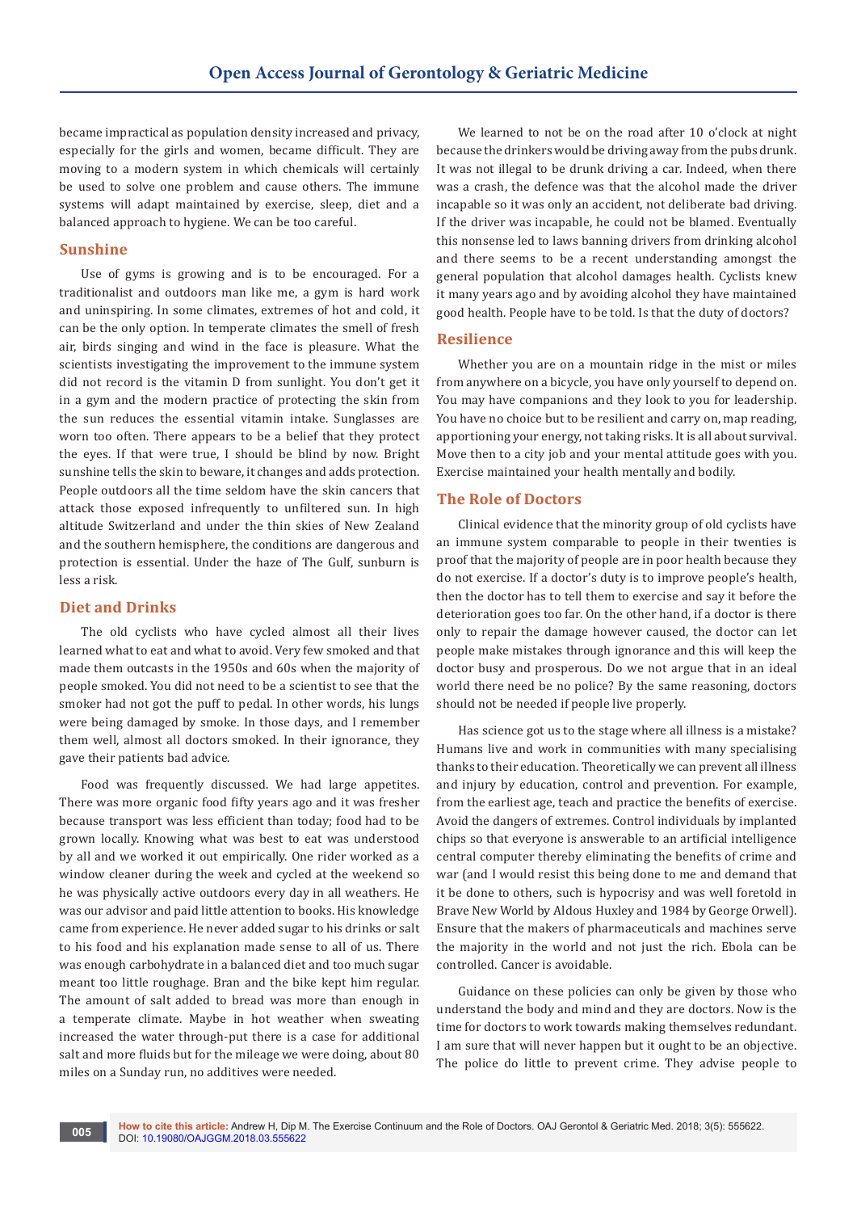became impractical as population density increased and privacy, especially for the girls and women, became difficult. They are moving to a modern system in which chemicals will certainly be used to solve one problem and cause others. The immune systems will adapt maintained by exercise, sleep, diet and a balanced approach to hygiene. We can be too careful.

## Sunshine

Use of gyms is growing and is to be encouraged. For a traditionalist and outdoors man like me, a gym is hard work and uninspiring. In some climates, extremes of hot and cold, it can be the only option. In temperate climates the smell of fresh air, birds singing and wind in the face is pleasure. What the scientists investigating the improvement to the immune system did not record is the vitamin D from sunlight. You don't get it in a gym and the modern practice of protecting the skin from the sun reduces the essential vitamin intake. Sunglasses are worn too often. There appears to be a belief that they protect the eyes. If that were true, I should be blind by now. Bright sunshine tells the skin to beware, it changes and adds protection. People outdoors all the time seldom have the skin cancers that attack those exposed infrequently to unfiltered sun. In high altitude Switzerland and under the thin skies of New Zealand and the southern hemisphere, the conditions are dangerous and protection is essential. Under the haze of The Gulf, sunburn is less a risk.

## Diet and Drinks

The old cyclists who have cycled almost all their lives learned what to eat and what to avoid. Very few smoked and that made them outcasts in the 1950s and 60s when the majority of people smoked. You did not need to be a scientist to see that the smoker had not got the puff to pedal. In other words, his lungs were being damaged by smoke. In those days, and I remember them well, almost all doctors smoked. In their ignorance, they gave their patients bad advice.

Food was frequently discussed. We had large appetites. There was more organic food fifty years ago and it was fresher because transport was less efficient than today; food had to be grown locally. Knowing what was best to eat was understood by all and we worked it out empirically. One rider worked as a window cleaner during the week and cycled at the weekend so he was physically active outdoors every day in all weathers. He was our advisor and paid little attention to books. His knowledge came from experience. He never added sugar to his drinks or salt to his food and his explanation made sense to all of us. There was enough carbohydrate in a balanced diet and too much sugar meant too little roughage. Bran and the bike kept him regular. The amount of salt added to bread was more than enough in a temperate climate. Maybe in hot weather when sweating increased the water through-put there is a case for additional salt and more fluids but for the mileage we were doing, about 80 miles on a Sunday run, no additives were needed.

We learned to not be on the road after 10 o'clock at night because the drinkers would be driving away from the pubs drunk. It was not illegal to be drunk driving a car. Indeed, when there was a crash, the defence was that the alcohol made the driver incapable so it was only an accident, not deliberate bad driving. If the driver was incapable, he could not be blamed. Eventually this nonsense led to laws banning drivers from drinking alcohol and there seems to be a recent understanding amongst the general population that alcohol damages health. Cyclists knew it many years ago and by avoiding alcohol they have maintained good health. People have to be told. Is that the duty of doctors?

## Resilience

Whether you are on a mountain ridge in the mist or miles from anywhere on a bicycle, you have only yourself to depend on. You may have companions and they look to you for leadership. You have no choice but to be resilient and carry on, map reading, apportioning your energy, not taking risks. It is all about survival. Move then to a city job and your mental attitude goes with you. Exercise maintained your health mentally and bodily.

## The Role of Doctors

Clinical evidence that the minority group of old cyclists have an immune system comparable to people in their twenties is proof that the majority of people are in poor health because they do not exercise. If a doctor's duty is to improve people's health, then the doctor has to tell them to exercise and say it before the deterioration goes too far. On the other hand, if a doctor is there only to repair the damage however caused, the doctor can let people make mistakes through ignorance and this will keep the doctor busy and prosperous. Do we not argue that in an ideal world there need be no police? By the same reasoning, doctors should not be needed if people live properly.

Has science got us to the stage where all illness is a mistake? Humans live and work in communities with many specialising thanks to their education. Theoretically we can prevent all illness and injury by education, control and prevention. For example, from the earliest age, teach and practice the benefits of exercise. Avoid the dangers of extremes. Control individuals by implanted chips so that everyone is answerable to an artificial intelligence central computer thereby eliminating the benefits of crime and war (and I would resist this being done to me and demand that it be done to others, such is hypocrisy and was well foretold in Brave New World by Aldous Huxley and 1984 by George Orwell). Ensure that the makers of pharmaceuticals and machines serve the majority in the world and not just the rich. Ebola can be controlled. Cancer is avoidable.

Guidance on these policies can only be given by those who understand the body and mind and they are doctors. Now is the time for doctors to work towards making themselves redundant. I am sure that will never happen but it ought to be an objective. The police do little to prevent crime. They advise people to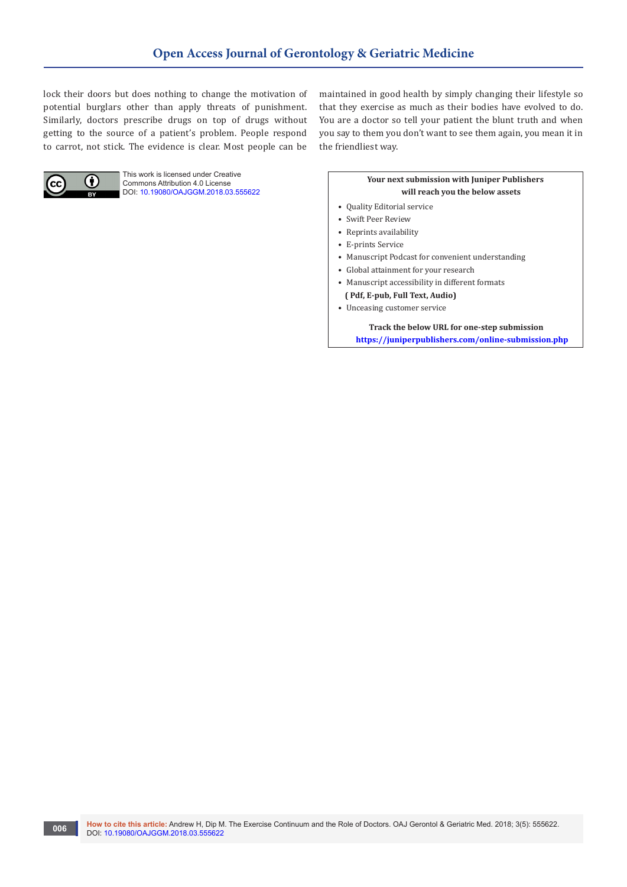lock their doors but does nothing to change the motivation of potential burglars other than apply threats of punishment. Similarly, doctors prescribe drugs on top of drugs without getting to the source of a patient's problem. People respond to carrot, not stick. The evidence is clear. Most people can be maintained in good health by simply changing their lifestyle so that they exercise as much as their bodies have evolved to do. You are a doctor so tell your patient the blunt truth and when you say to them you don't want to see them again, you mean it in the friendliest way.

This work is licensed under Creative Commons Attribution 4.0 License
DOI: 10.19080/OAJGGM.2018.03.555622

**Your next submission with Juniper Publishers will reach you the below assets**

- Quality Editorial service
- Swift Peer Review
- Reprints availability
- E-prints Service
- Manuscript Podcast for convenient understanding
- Global attainment for your research
- Manuscript accessibility in different formats
  **( Pdf, E-pub, Full Text, Audio)**
- Unceasing customer service

**Track the below URL for one-step submission**
**https://juniperpublishers.com/online-submission.php**

**How to cite this article:** Andrew H, Dip M. The Exercise Continuum and the Role of Doctors. OAJ Gerontol & Geriatric Med. 2018; 3(5): 555622. DOI: 10.19080/OAJGGM.2018.03.555622